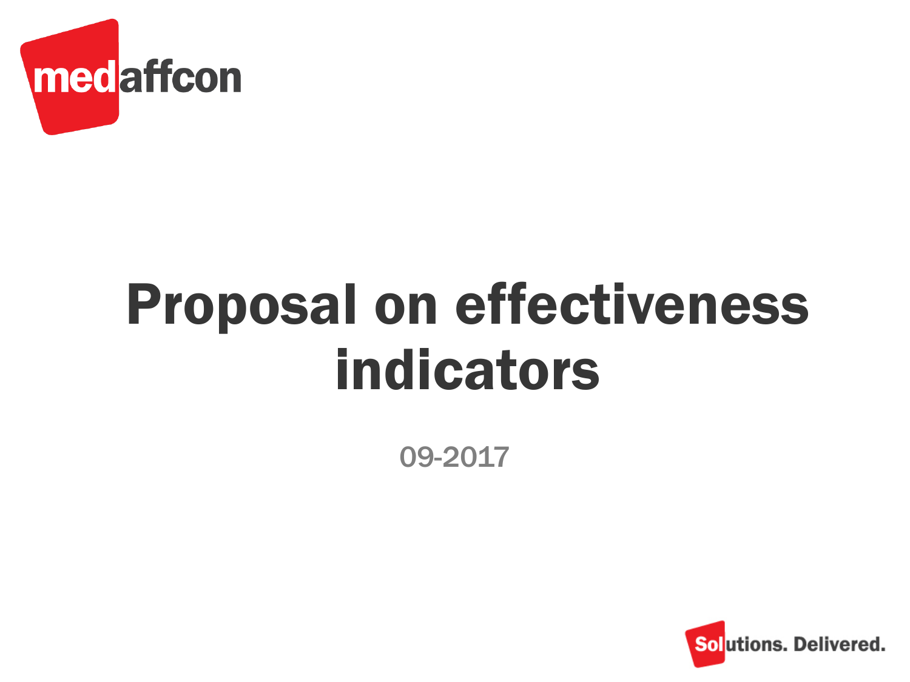medaffcon

# Proposal on effectiveness indicators

09-2017

Solutions. Delivered.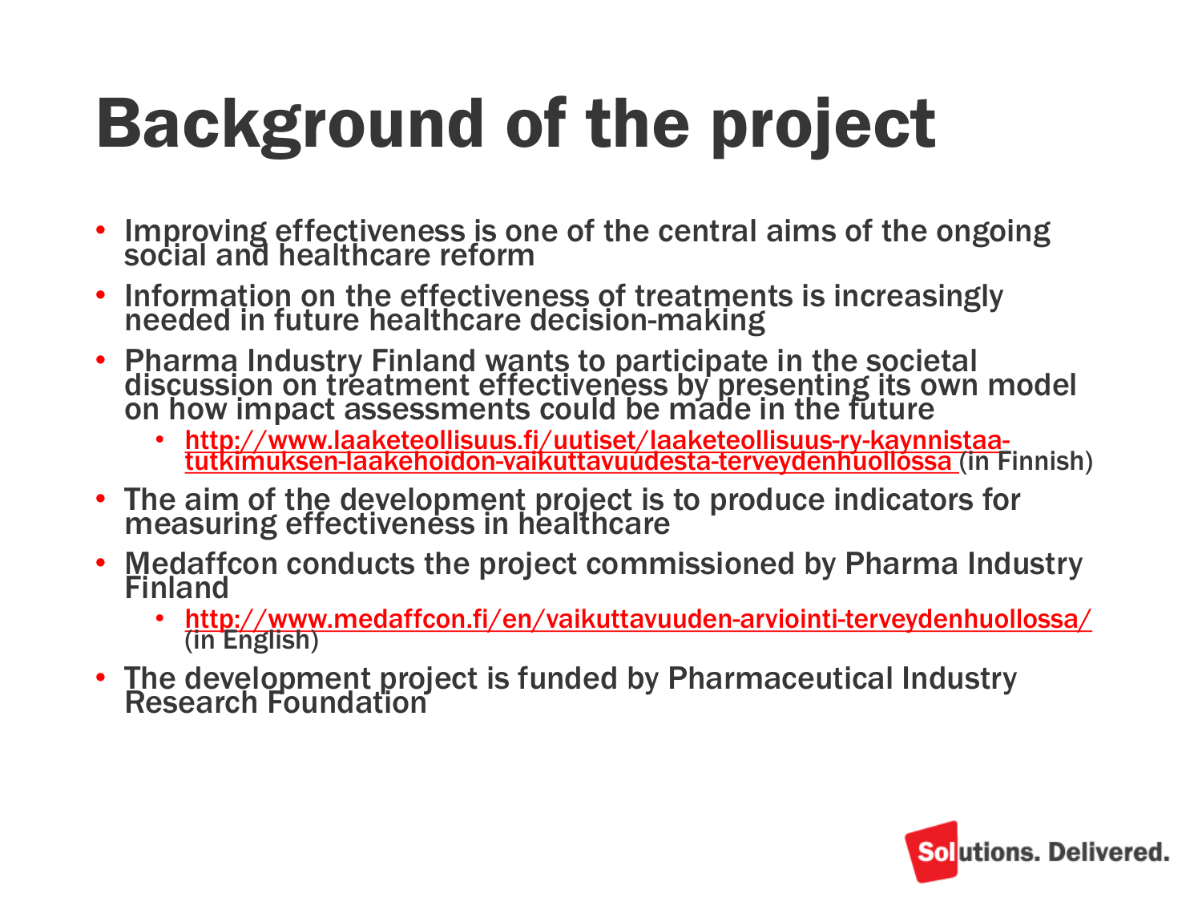# Background of the project

- Improving effectiveness is one of the central aims of the ongoing social and healthcare reform
- Information on the effectiveness of treatments is increasingly needed in future healthcare decision-making
- Pharma Industry Finland wants to participate in the societal discussion on treatment effectiveness by presenting its own model on how impact assessments could be made in the future
  - http://www.laaketeollisuus.fi/uutiset/laaketeollisuus-ry-kaynnistaa-tutkimuksen-laakehoidon-vaikuttavuudesta-terveydenhuollossa (in Finnish)
- The aim of the development project is to produce indicators for measuring effectiveness in healthcare
- Medaffcon conducts the project commissioned by Pharma Industry Finland
  - http://www.medaffcon.fi/en/vaikuttavuuden-arviointi-terveydenhuollossa/ (in English)
- The development project is funded by Pharmaceutical Industry Research Foundation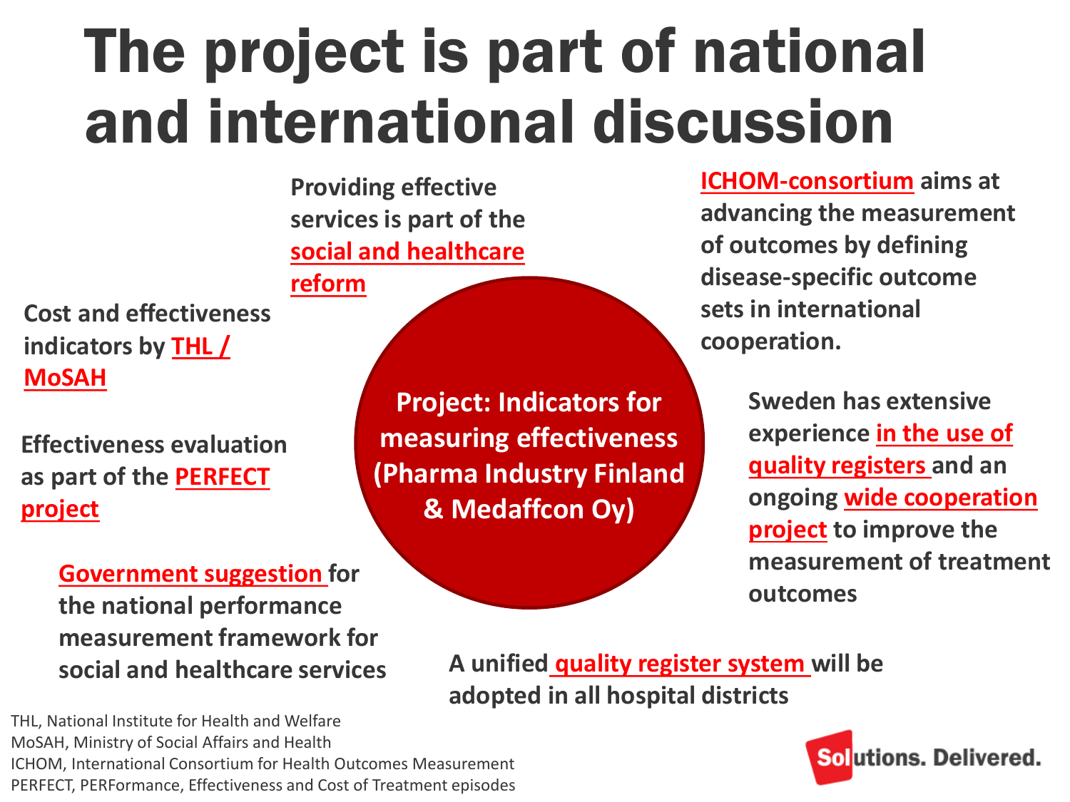# The project is part of national and international discussion

**Project: Indicators for measuring effectiveness (Pharma Industry Finland & Medaffcon Oy)**

**Providing effective services is part of the social and healthcare reform**

**ICHOM-consortium aims at advancing the measurement of outcomes by defining disease-specific outcome sets in international cooperation.**

**Cost and effectiveness indicators by THL / MoSAH**

**Sweden has extensive experience in the use of quality registers and an ongoing wide cooperation project to improve the measurement of treatment outcomes**

**Effectiveness evaluation as part of the PERFECT project**

**Government suggestion for the national performance measurement framework for social and healthcare services**

**A unified quality register system will be adopted in all hospital districts**

THL, National Institute for Health and Welfare
MoSAH, Ministry of Social Affairs and Health
ICHOM, International Consortium for Health Outcomes Measurement
PERFECT, PERFormance, Effectiveness and Cost of Treatment episodes

Solutions. Delivered.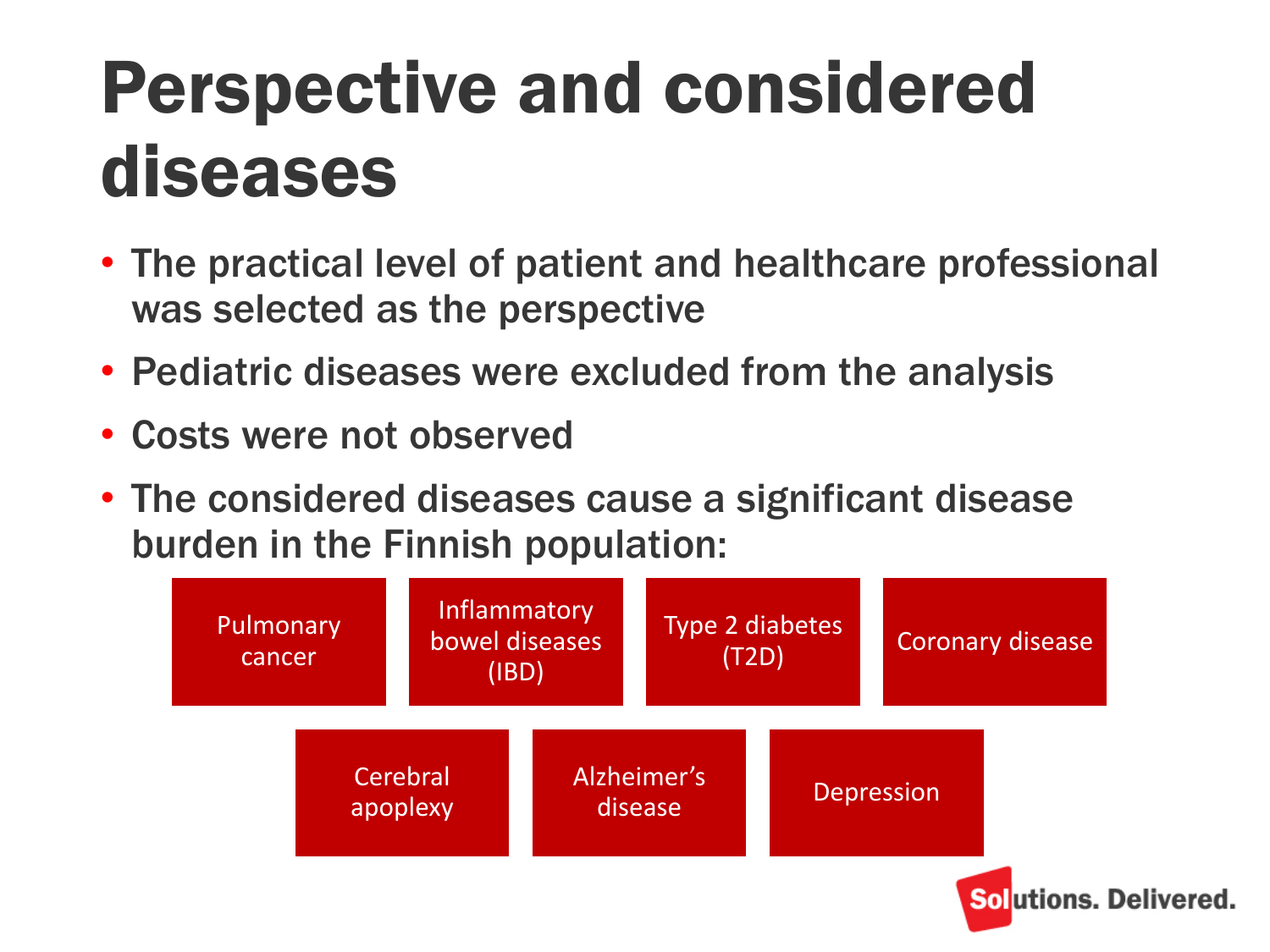# Perspective and considered diseases

- The practical level of patient and healthcare professional was selected as the perspective
- Pediatric diseases were excluded from the analysis
- Costs were not observed
- The considered diseases cause a significant disease burden in the Finnish population:

Pulmonary cancer

Inflammatory bowel diseases (IBD)

Type 2 diabetes (T2D)

Coronary disease

Cerebral apoplexy

Alzheimer's disease

Depression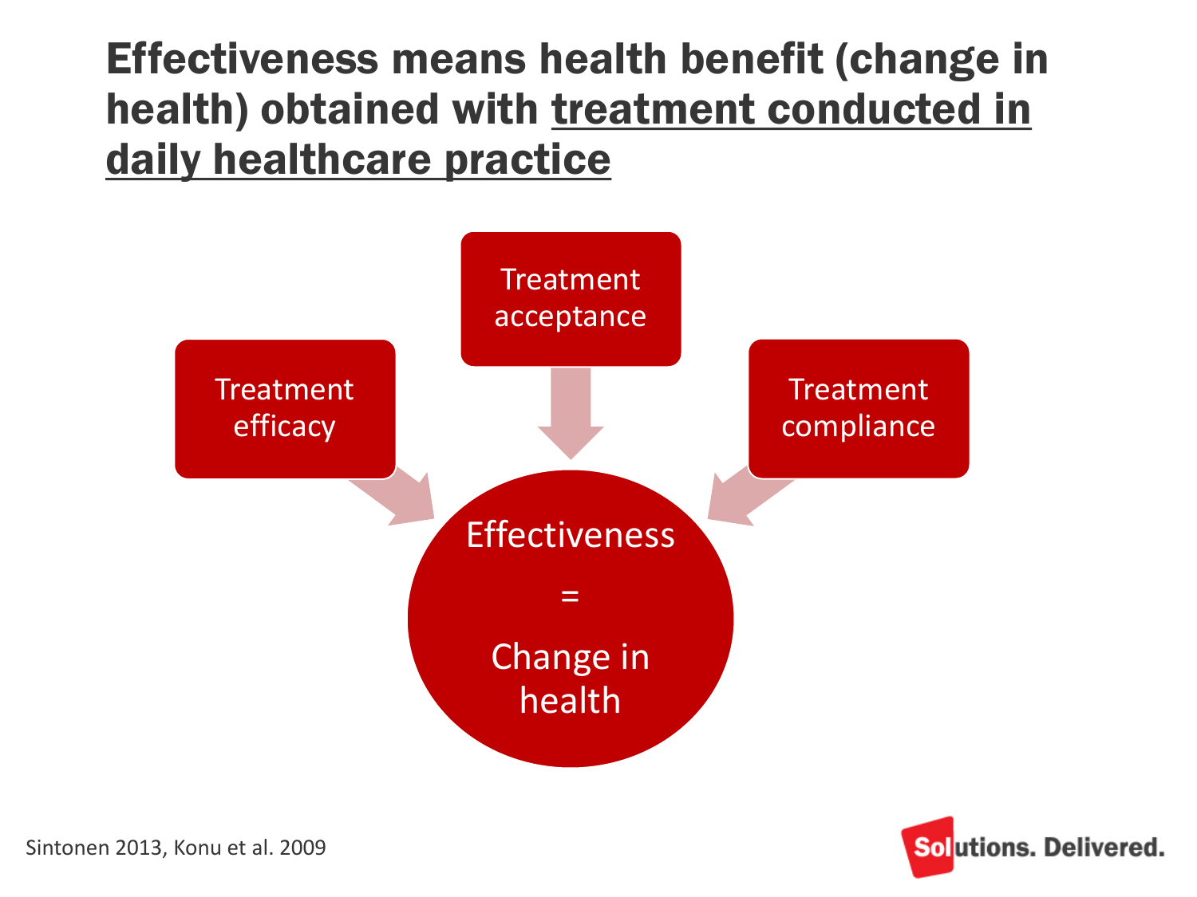# Effectiveness means health benefit (change in health) obtained with treatment conducted in daily healthcare practice

Treatment efficacy

Treatment acceptance

Treatment compliance

Effectiveness = Change in health

Sintonen 2013, Konu et al. 2009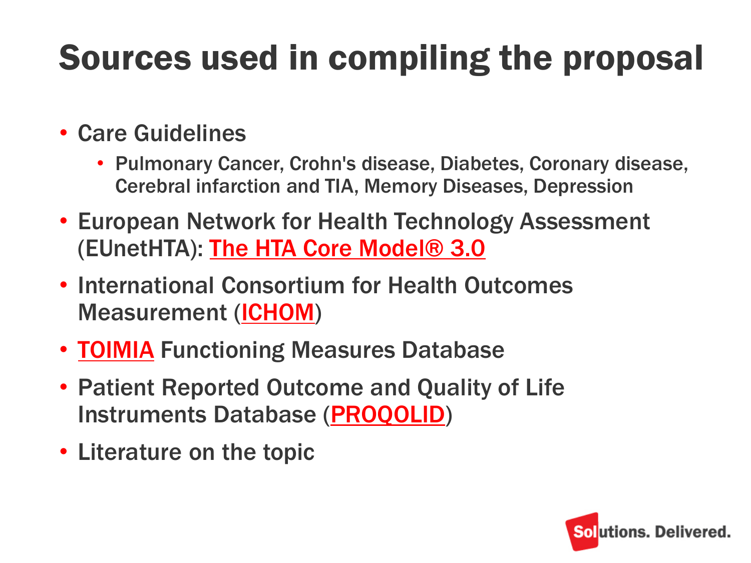# Sources used in compiling the proposal

- Care Guidelines
  - Pulmonary Cancer, Crohn's disease, Diabetes, Coronary disease, Cerebral infarction and TIA, Memory Diseases, Depression
- European Network for Health Technology Assessment (EUnetHTA): The HTA Core Model® 3.0
- International Consortium for Health Outcomes Measurement (ICHOM)
- TOIMIA Functioning Measures Database
- Patient Reported Outcome and Quality of Life Instruments Database (PROQOLID)
- Literature on the topic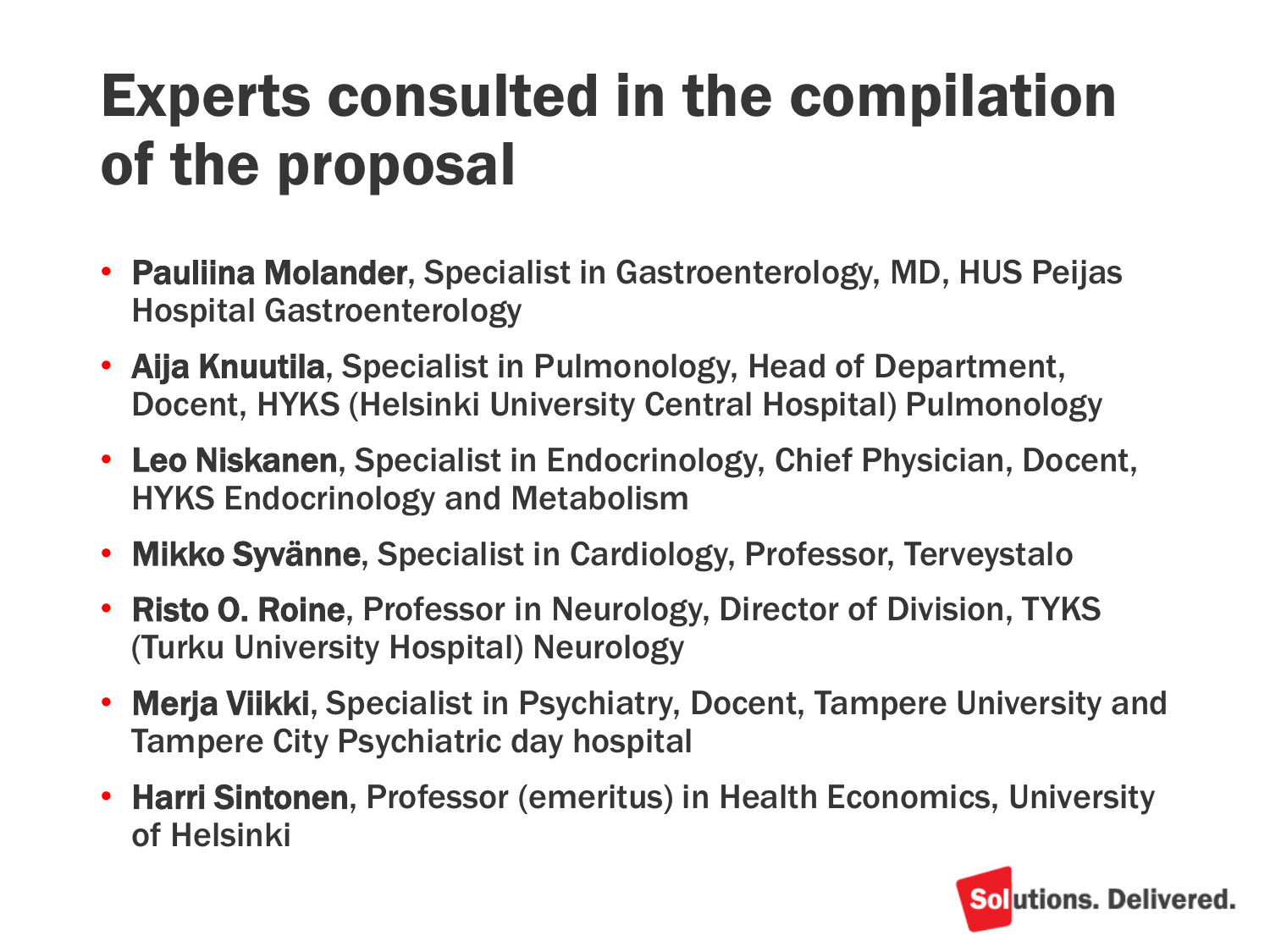# Experts consulted in the compilation of the proposal

- **Pauliina Molander**, Specialist in Gastroenterology, MD, HUS Peijas Hospital Gastroenterology
- **Aija Knuutila**, Specialist in Pulmonology, Head of Department, Docent, HYKS (Helsinki University Central Hospital) Pulmonology
- **Leo Niskanen**, Specialist in Endocrinology, Chief Physician, Docent, HYKS Endocrinology and Metabolism
- **Mikko Syvänne**, Specialist in Cardiology, Professor, Terveystalo
- **Risto O. Roine**, Professor in Neurology, Director of Division, TYKS (Turku University Hospital) Neurology
- **Merja Viikki**, Specialist in Psychiatry, Docent, Tampere University and Tampere City Psychiatric day hospital
- **Harri Sintonen**, Professor (emeritus) in Health Economics, University of Helsinki

Solutions. Delivered.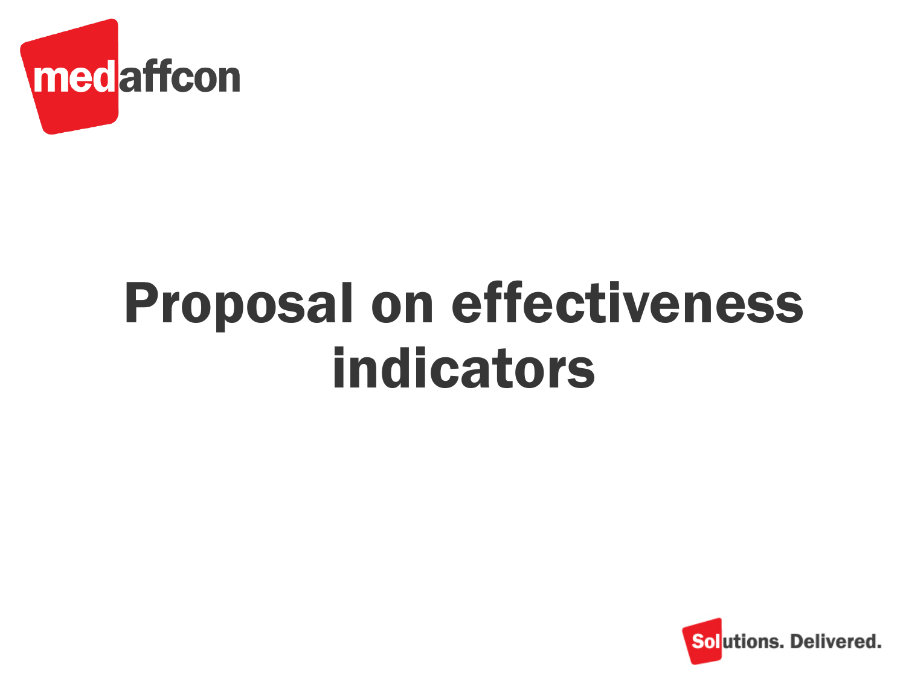# Proposal on effectiveness indicators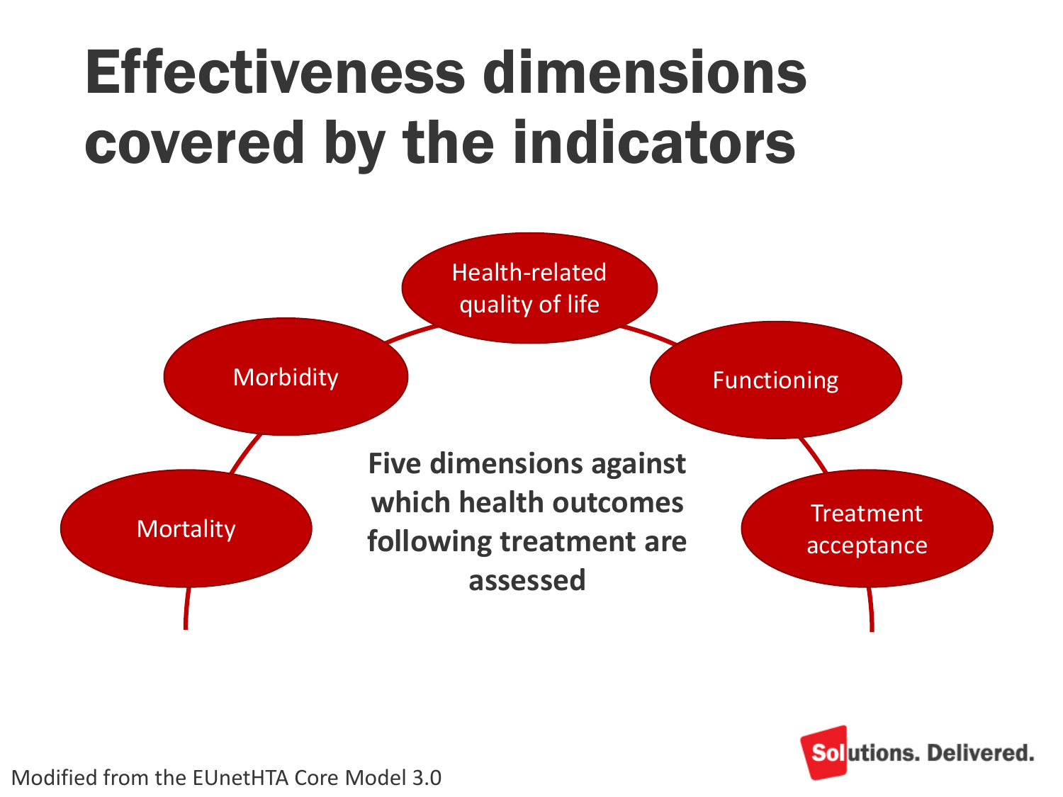# Effectiveness dimensions covered by the indicators

- Health-related quality of life
- Morbidity
- Functioning
- Mortality
- Treatment acceptance

**Five dimensions against which health outcomes following treatment are assessed**

Modified from the EUnetHTA Core Model 3.0

Solutions. Delivered.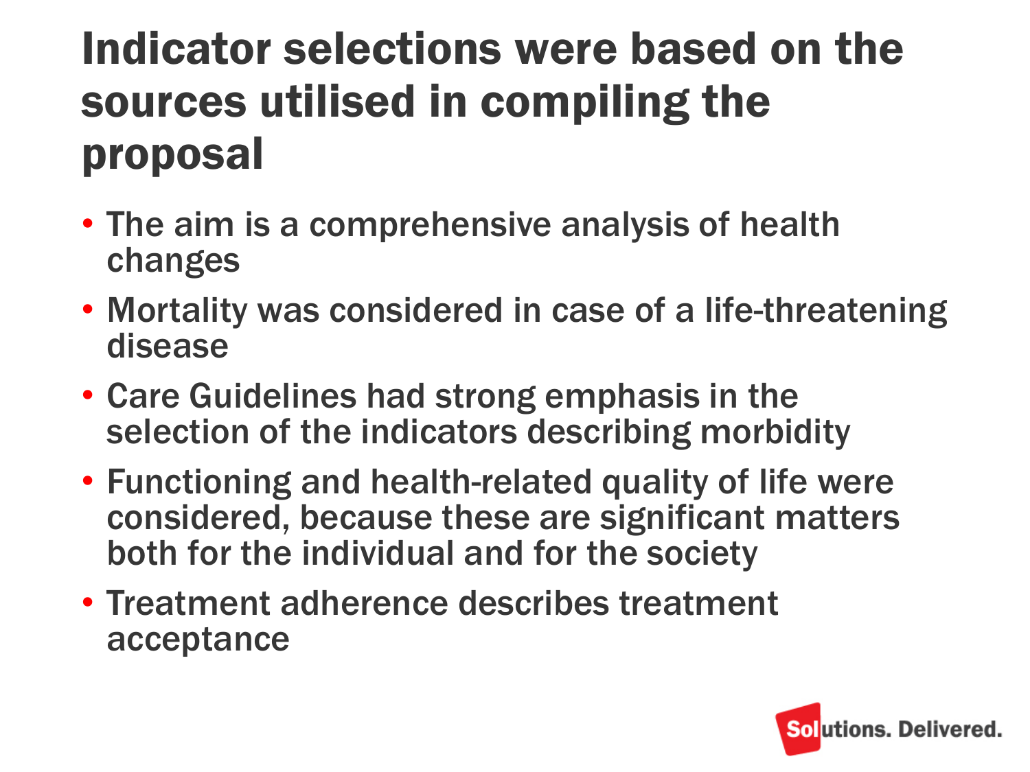# Indicator selections were based on the sources utilised in compiling the proposal

- The aim is a comprehensive analysis of health changes
- Mortality was considered in case of a life-threatening disease
- Care Guidelines had strong emphasis in the selection of the indicators describing morbidity
- Functioning and health-related quality of life were considered, because these are significant matters both for the individual and for the society
- Treatment adherence describes treatment acceptance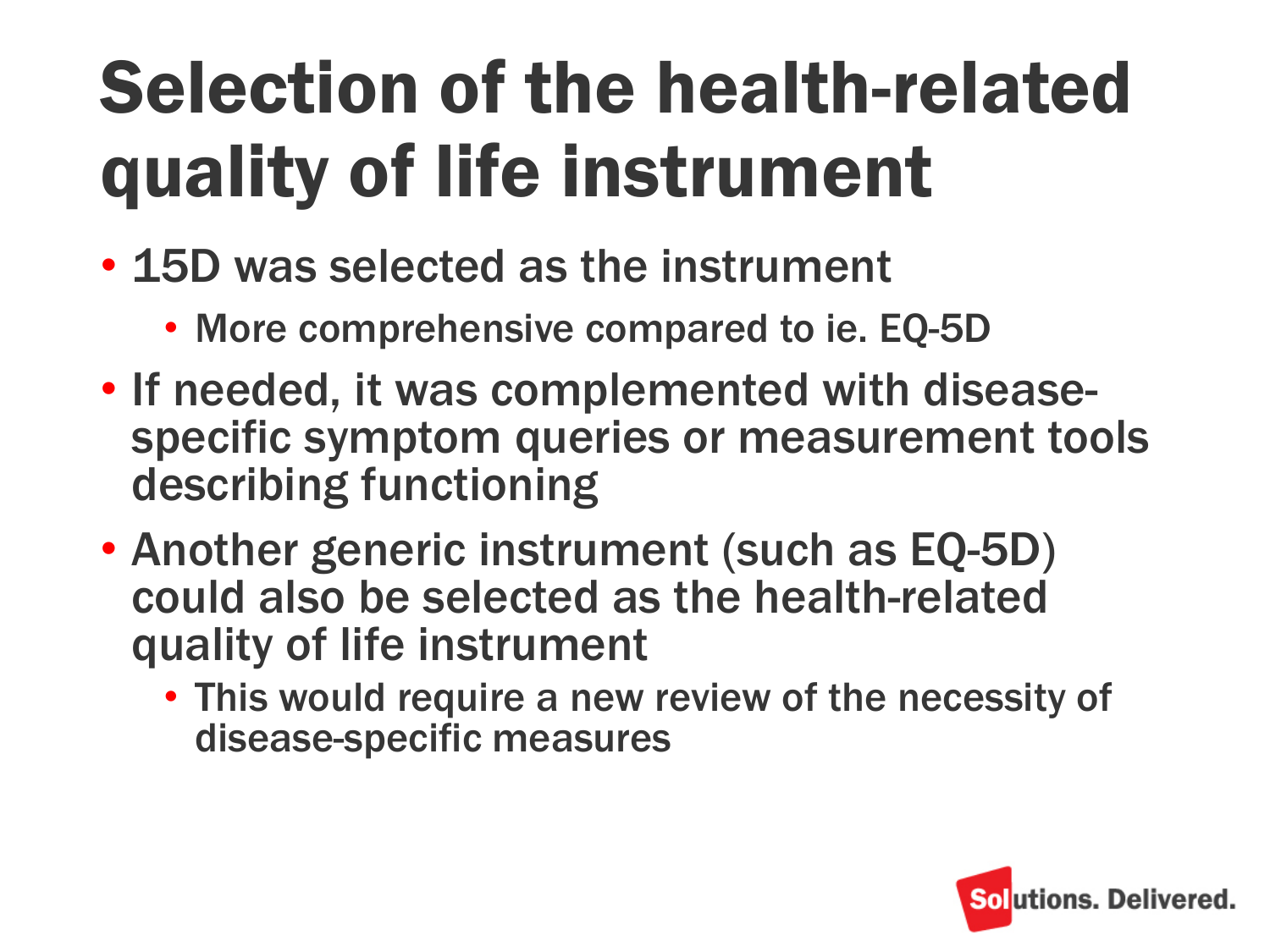# Selection of the health-related quality of life instrument

- 15D was selected as the instrument
  - More comprehensive compared to ie. EQ-5D
- If needed, it was complemented with disease-specific symptom queries or measurement tools describing functioning
- Another generic instrument (such as EQ-5D) could also be selected as the health-related quality of life instrument
  - This would require a new review of the necessity of disease-specific measures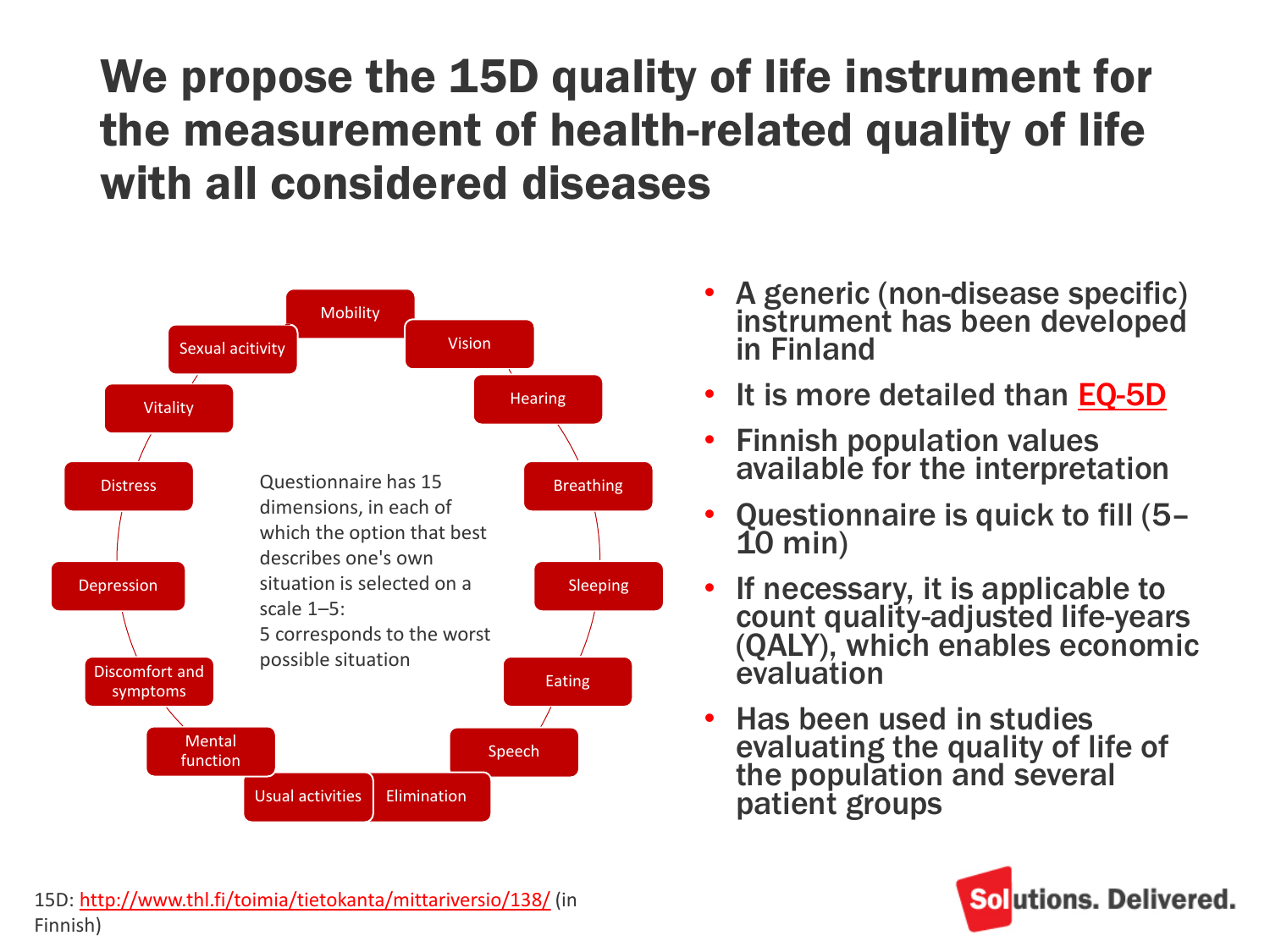# We propose the 15D quality of life instrument for the measurement of health-related quality of life with all considered diseases

- Mobility
- Vision
- Hearing
- Breathing
- Sleeping
- Eating
- Speech
- Elimination
- Usual activities
- Mental function
- Discomfort and symptoms
- Depression
- Distress
- Vitality
- Sexual acitivity

Questionnaire has 15 dimensions, in each of which the option that best describes one's own situation is selected on a scale 1–5:
5 corresponds to the worst possible situation

- **A generic (non-disease specific) instrument has been developed in Finland**
- **It is more detailed than EQ-5D**
- **Finnish population values available for the interpretation**
- **Questionnaire is quick to fill (5–10 min)**
- **If necessary, it is applicable to count quality-adjusted life-years (QALY), which enables economic evaluation**
- **Has been used in studies evaluating the quality of life of the population and several patient groups**

15D: http://www.thl.fi/toimia/tietokanta/mittariversio/138/ (in Finnish)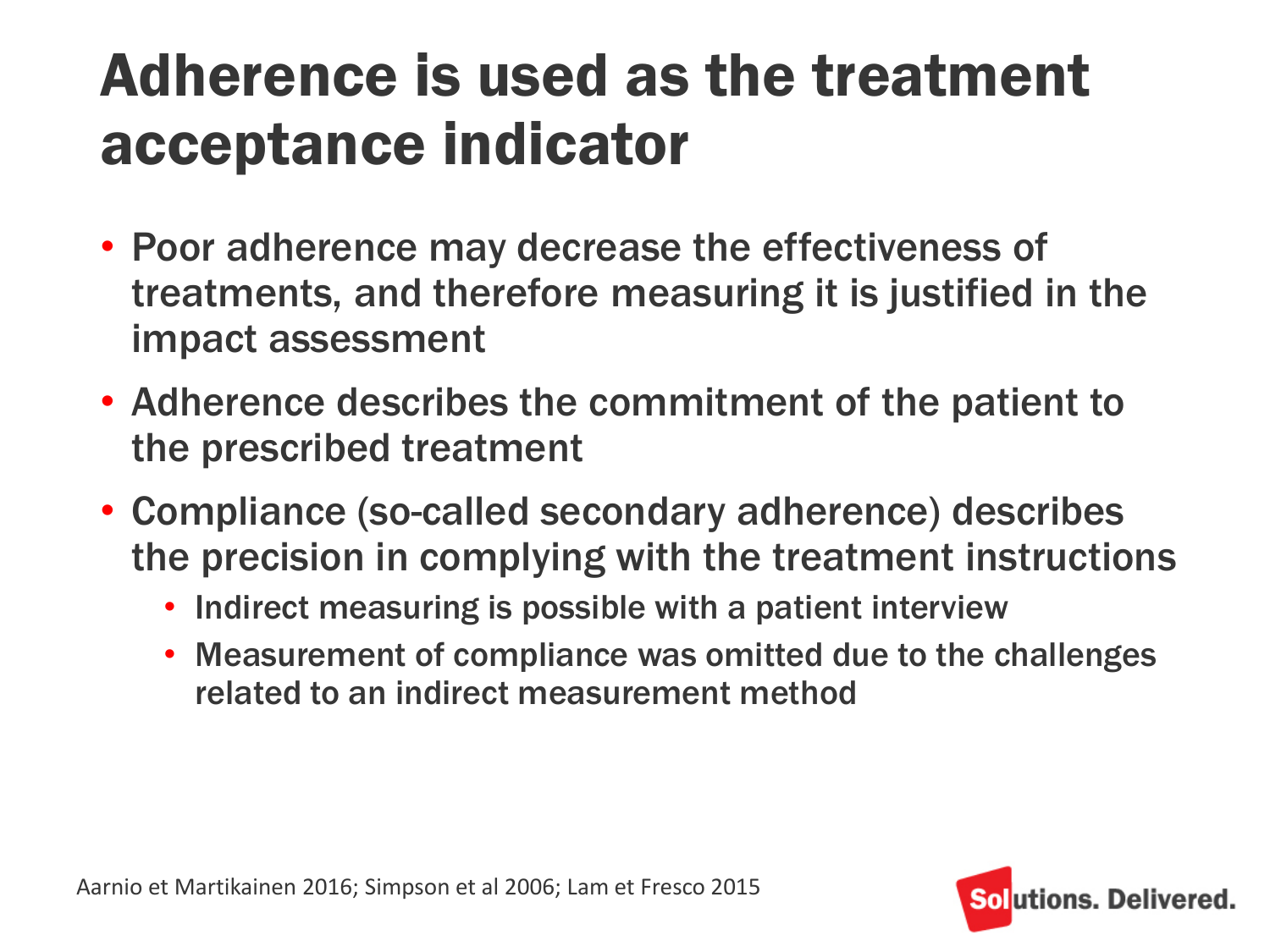# Adherence is used as the treatment acceptance indicator

- Poor adherence may decrease the effectiveness of treatments, and therefore measuring it is justified in the impact assessment
- Adherence describes the commitment of the patient to the prescribed treatment
- Compliance (so-called secondary adherence) describes the precision in complying with the treatment instructions
  - Indirect measuring is possible with a patient interview
  - Measurement of compliance was omitted due to the challenges related to an indirect measurement method

Aarnio et Martikainen 2016; Simpson et al 2006; Lam et Fresco 2015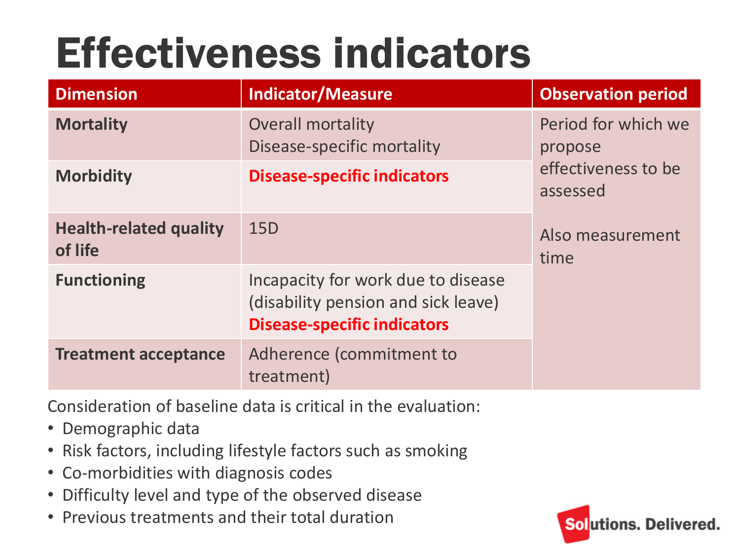# Effectiveness indicators

| Dimension | Indicator/Measure | Observation period |
|---|---|---|
| **Mortality** | Overall mortality<br>Disease-specific mortality | Period for which we propose effectiveness to be assessed<br><br>Also measurement time |
| **Morbidity** | **Disease-specific indicators** | |
| **Health-related quality of life** | 15D | |
| **Functioning** | Incapacity for work due to disease (disability pension and sick leave)<br>**Disease-specific indicators** | |
| **Treatment acceptance** | Adherence (commitment to treatment) | |

Consideration of baseline data is critical in the evaluation:

- Demographic data
- Risk factors, including lifestyle factors such as smoking
- Co-morbidities with diagnosis codes
- Difficulty level and type of the observed disease
- Previous treatments and their total duration

Solutions. Delivered.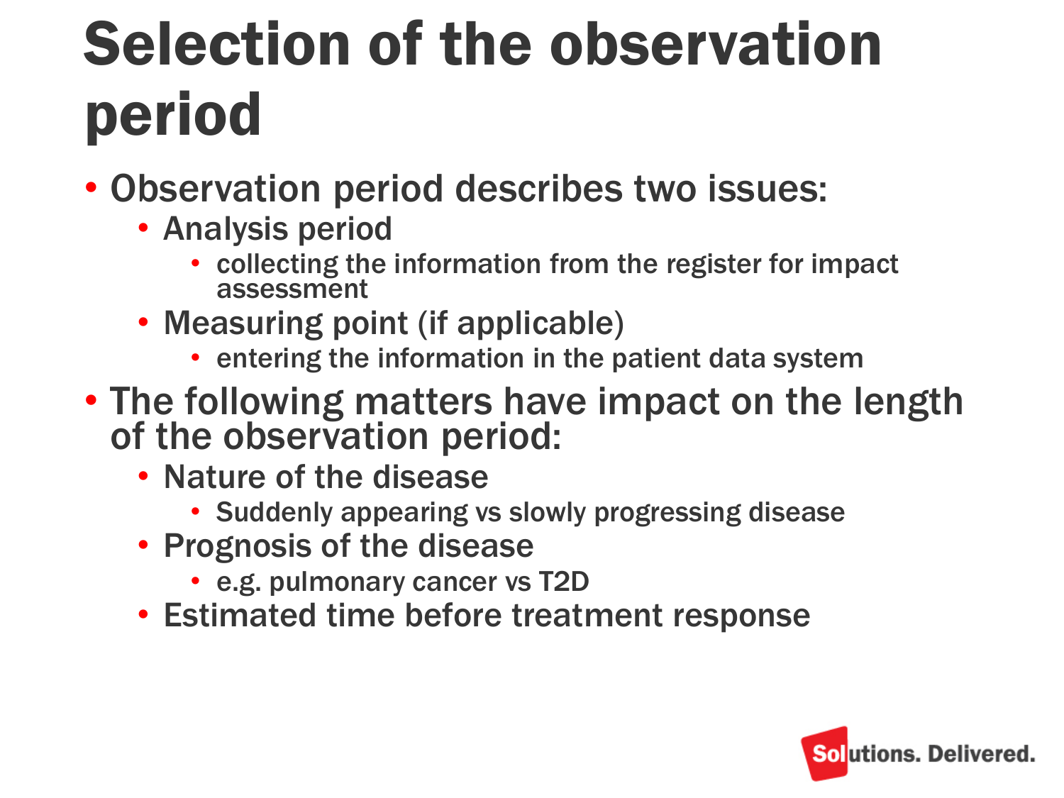# Selection of the observation period

- Observation period describes two issues:
  - Analysis period
    - collecting the information from the register for impact assessment
  - Measuring point (if applicable)
    - entering the information in the patient data system
- The following matters have impact on the length of the observation period:
  - Nature of the disease
    - Suddenly appearing vs slowly progressing disease
  - Prognosis of the disease
    - e.g. pulmonary cancer vs T2D
  - Estimated time before treatment response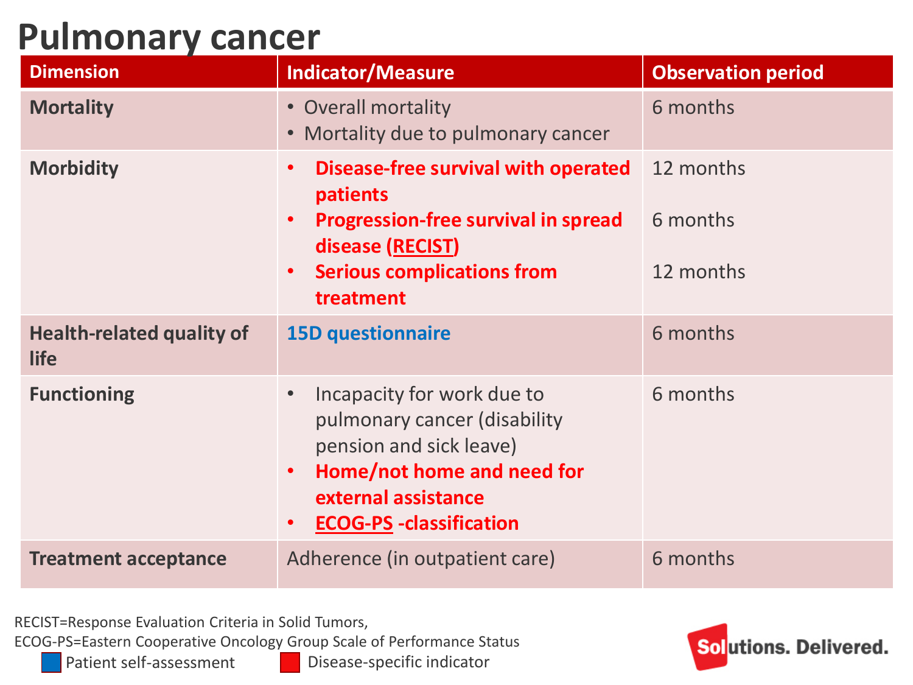# Pulmonary cancer

| Dimension | Indicator/Measure | Observation period |
|---|---|---|
| **Mortality** | • Overall mortality<br>• Mortality due to pulmonary cancer | 6 months |
| **Morbidity** | • **Disease-free survival with operated patients**<br>• **Progression-free survival in spread disease (RECIST)**<br>• **Serious complications from treatment** | 12 months<br>6 months<br>12 months |
| **Health-related quality of life** | **15D questionnaire** | 6 months |
| **Functioning** | • Incapacity for work due to pulmonary cancer (disability pension and sick leave)<br>• **Home/not home and need for external assistance**<br>• **ECOG-PS -classification** | 6 months |
| **Treatment acceptance** | Adherence (in outpatient care) | 6 months |

RECIST=Response Evaluation Criteria in Solid Tumors,
ECOG-PS=Eastern Cooperative Oncology Group Scale of Performance Status

Patient self-assessment    Disease-specific indicator

Solutions. Delivered.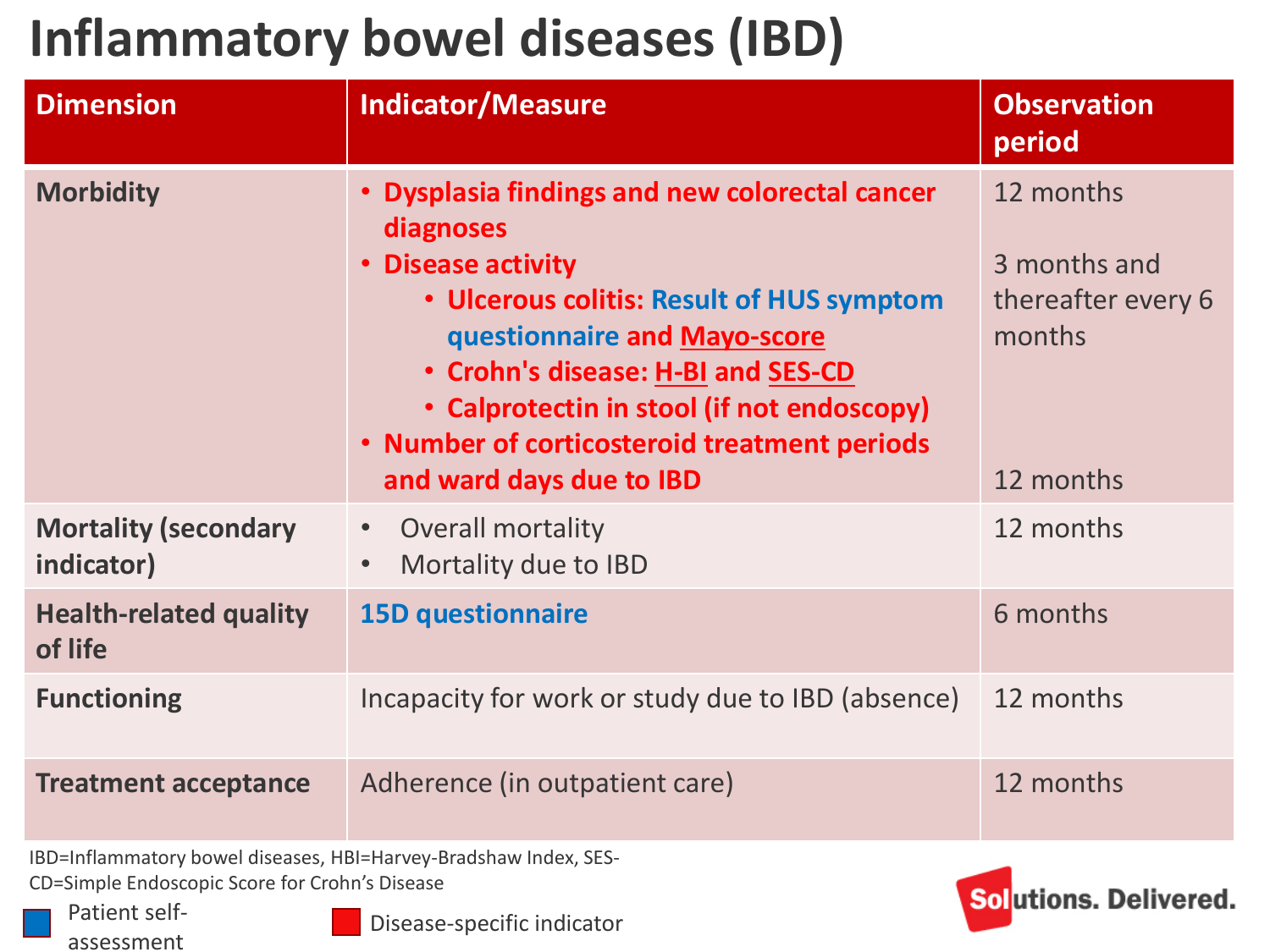# Inflammatory bowel diseases (IBD)

| Dimension | Indicator/Measure | Observation period |
| --- | --- | --- |
| **Morbidity** | • **Dysplasia findings and new colorectal cancer diagnoses**<br>• **Disease activity**<br>  • **Ulcerous colitis: Result of HUS symptom questionnaire and Mayo-score**<br>  • **Crohn's disease: H-BI and SES-CD**<br>  • **Calprotectin in stool (if not endoscopy)**<br>• **Number of corticosteroid treatment periods and ward days due to IBD** | 12 months<br><br>3 months and thereafter every 6 months<br><br>12 months |
| **Mortality (secondary indicator)** | • Overall mortality<br>• Mortality due to IBD | 12 months |
| **Health-related quality of life** | **15D questionnaire** | 6 months |
| **Functioning** | Incapacity for work or study due to IBD (absence) | 12 months |
| **Treatment acceptance** | Adherence (in outpatient care) | 12 months |

IBD=Inflammatory bowel diseases, HBI=Harvey-Bradshaw Index, SES-CD=Simple Endoscopic Score for Crohn's Disease

Patient self-assessment

Disease-specific indicator

Solutions. Delivered.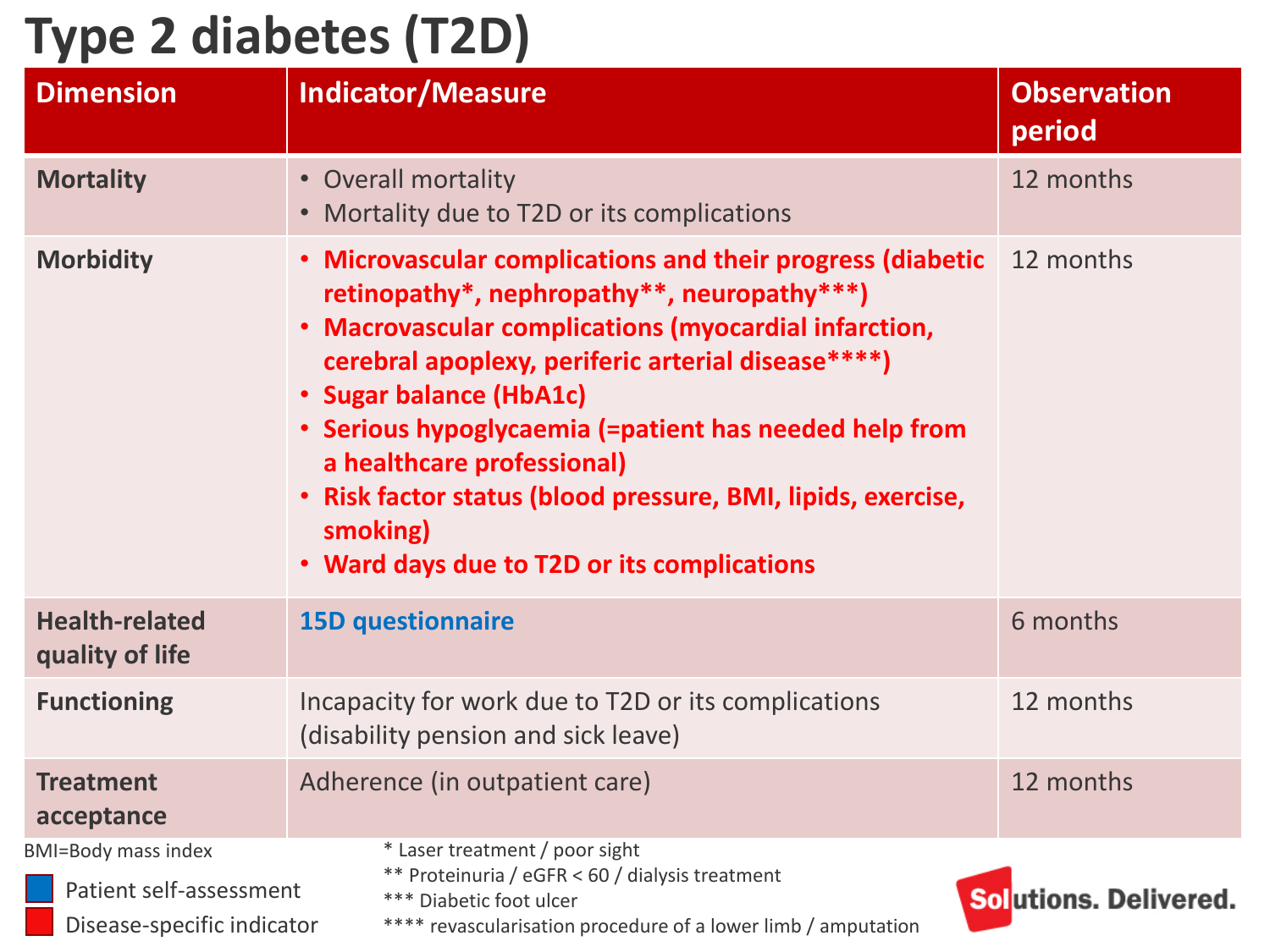# Type 2 diabetes (T2D)

| Dimension | Indicator/Measure | Observation period |
|---|---|---|
| **Mortality** | • Overall mortality<br>• Mortality due to T2D or its complications | 12 months |
| **Morbidity** | • **Microvascular complications and their progress (diabetic retinopathy*, nephropathy**, neuropathy***)**<br>• **Macrovascular complications (myocardial infarction, cerebral apoplexy, periferic arterial disease****)**<br>• **Sugar balance (HbA1c)**<br>• **Serious hypoglycaemia (=patient has needed help from a healthcare professional)**<br>• **Risk factor status (blood pressure, BMI, lipids, exercise, smoking)**<br>• **Ward days due to T2D or its complications** | 12 months |
| **Health-related quality of life** | **15D questionnaire** | 6 months |
| **Functioning** | Incapacity for work due to T2D or its complications (disability pension and sick leave) | 12 months |
| **Treatment acceptance** | Adherence (in outpatient care) | 12 months |

BMI=Body mass index

Patient self-assessment

Disease-specific indicator

\* Laser treatment / poor sight

** Proteinuria / eGFR < 60 / dialysis treatment

*** Diabetic foot ulcer

**** revascularisation procedure of a lower limb / amputation

Solutions. Delivered.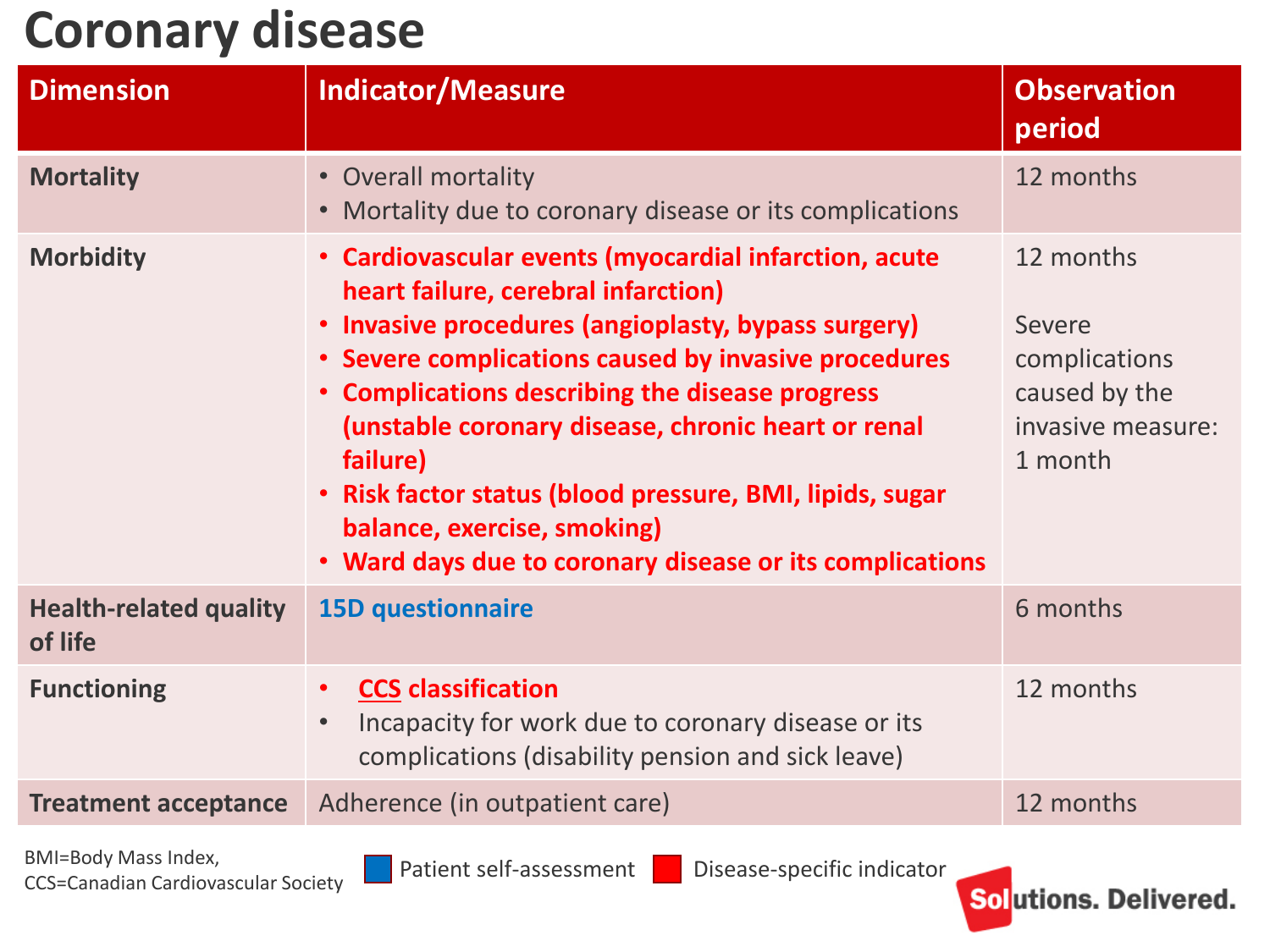# Coronary disease

| Dimension | Indicator/Measure | Observation period |
|---|---|---|
| **Mortality** | • Overall mortality<br>• Mortality due to coronary disease or its complications | 12 months |
| **Morbidity** | • **Cardiovascular events (myocardial infarction, acute heart failure, cerebral infarction)**<br>• **Invasive procedures (angioplasty, bypass surgery)**<br>• **Severe complications caused by invasive procedures**<br>• **Complications describing the disease progress (unstable coronary disease, chronic heart or renal failure)**<br>• **Risk factor status (blood pressure, BMI, lipids, sugar balance, exercise, smoking)**<br>• **Ward days due to coronary disease or its complications** | 12 months<br><br>Severe complications caused by the invasive measure: 1 month |
| **Health-related quality of life** | **15D questionnaire** | 6 months |
| **Functioning** | • **CCS classification**<br>• Incapacity for work due to coronary disease or its complications (disability pension and sick leave) | 12 months |
| **Treatment acceptance** | Adherence (in outpatient care) | 12 months |

BMI=Body Mass Index,
CCS=Canadian Cardiovascular Society

Legend: Patient self-assessment (blue); Disease-specific indicator (red)

Solutions. Delivered.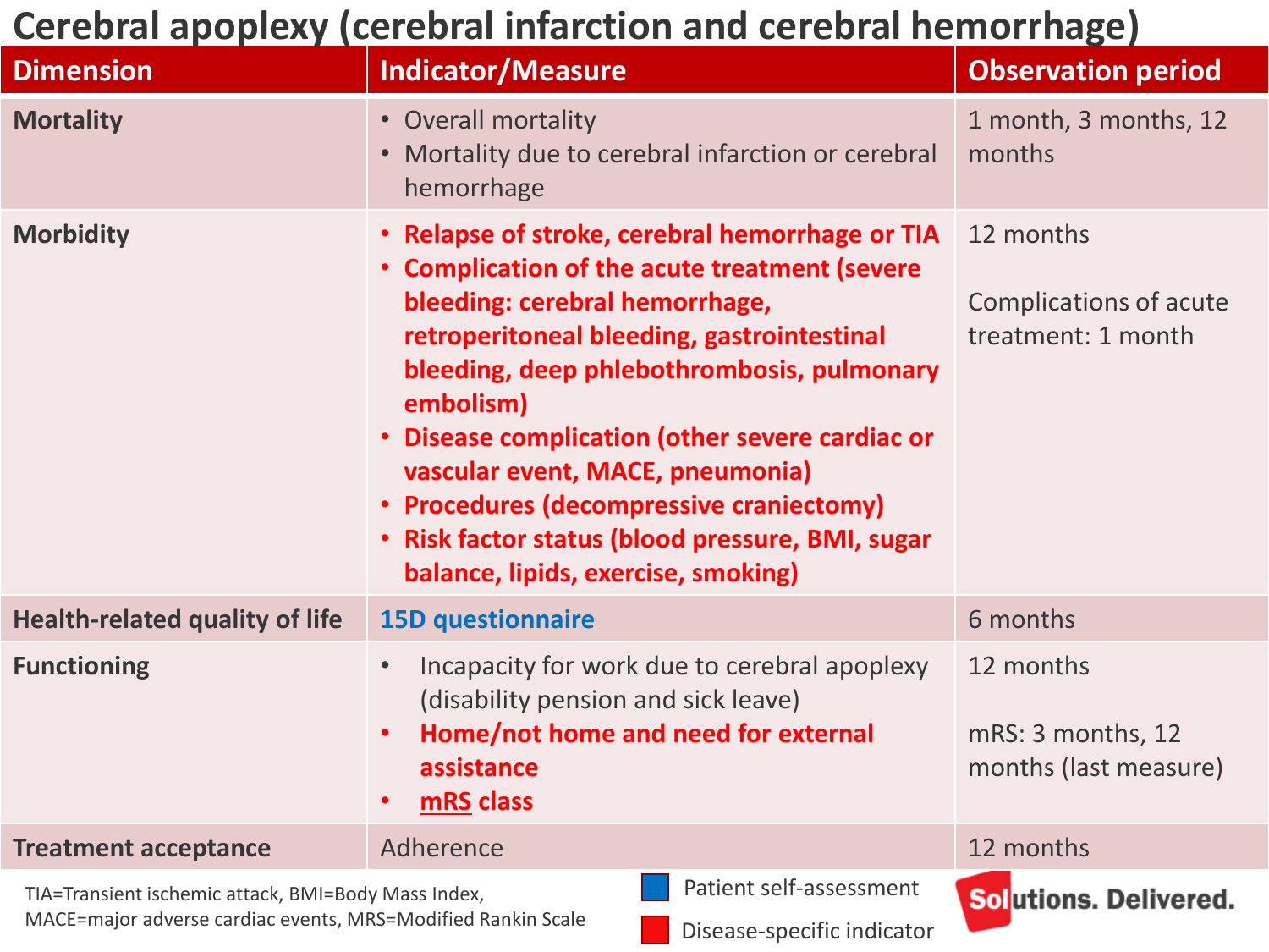# Cerebral apoplexy (cerebral infarction and cerebral hemorrhage)

| Dimension | Indicator/Measure | Observation period |
|---|---|---|
| **Mortality** | • Overall mortality<br>• Mortality due to cerebral infarction or cerebral hemorrhage | 1 month, 3 months, 12 months |
| **Morbidity** | • **Relapse of stroke, cerebral hemorrhage or TIA**<br>• **Complication of the acute treatment (severe bleeding: cerebral hemorrhage, retroperitoneal bleeding, gastrointestinal bleeding, deep phlebothrombosis, pulmonary embolism)**<br>• **Disease complication (other severe cardiac or vascular event, MACE, pneumonia)**<br>• **Procedures (decompressive craniectomy)**<br>• **Risk factor status (blood pressure, BMI, sugar balance, lipids, exercise, smoking)** | 12 months<br><br>Complications of acute treatment: 1 month |
| **Health-related quality of life** | **15D questionnaire** | 6 months |
| **Functioning** | • Incapacity for work due to cerebral apoplexy (disability pension and sick leave)<br>• **Home/not home and need for external assistance**<br>• **mRS class** | 12 months<br><br>mRS: 3 months, 12 months (last measure) |
| **Treatment acceptance** | Adherence | 12 months |

TIA=Transient ischemic attack, BMI=Body Mass Index, MACE=major adverse cardiac events, MRS=Modified Rankin Scale

Patient self-assessment (blue)

Disease-specific indicator (red)

Solutions. Delivered.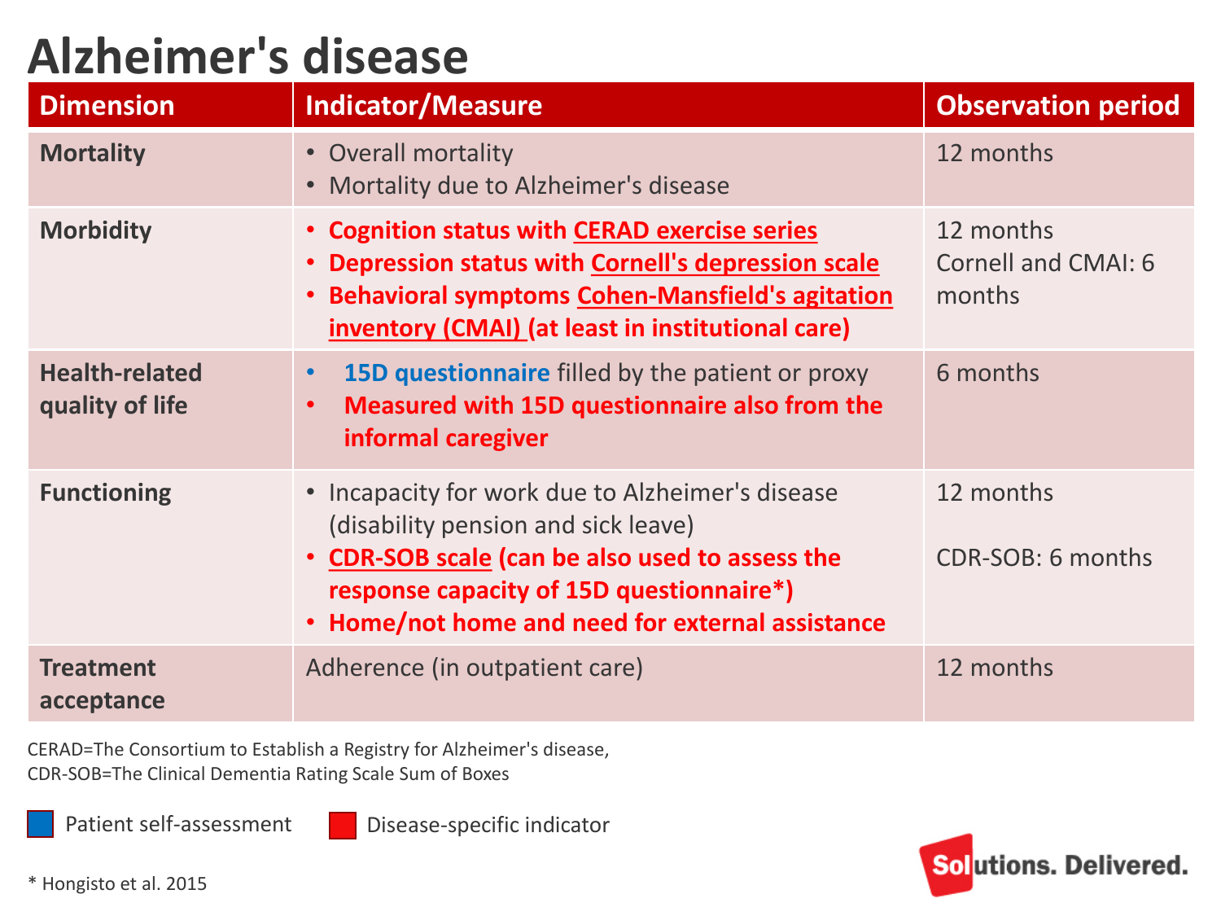# Alzheimer's disease

| Dimension | Indicator/Measure | Observation period |
|---|---|---|
| **Mortality** | • Overall mortality<br>• Mortality due to Alzheimer's disease | 12 months |
| **Morbidity** | • **Cognition status with CERAD exercise series**<br>• **Depression status with Cornell's depression scale**<br>• **Behavioral symptoms Cohen-Mansfield's agitation inventory (CMAI) (at least in institutional care)** | 12 months<br>Cornell and CMAI: 6 months |
| **Health-related quality of life** | • **15D questionnaire** filled by the patient or proxy<br>• **Measured with 15D questionnaire also from the informal caregiver** | 6 months |
| **Functioning** | • Incapacity for work due to Alzheimer's disease (disability pension and sick leave)<br>• **CDR-SOB scale (can be also used to assess the response capacity of 15D questionnaire*)**<br>• **Home/not home and need for external assistance** | 12 months<br><br>CDR-SOB: 6 months |
| **Treatment acceptance** | Adherence (in outpatient care) | 12 months |

CERAD=The Consortium to Establish a Registry for Alzheimer's disease,
CDR-SOB=The Clinical Dementia Rating Scale Sum of Boxes

Patient self-assessment (15D questionnaire); Disease-specific indicator (other bold items)

* Hongisto et al. 2015

Solutions. Delivered.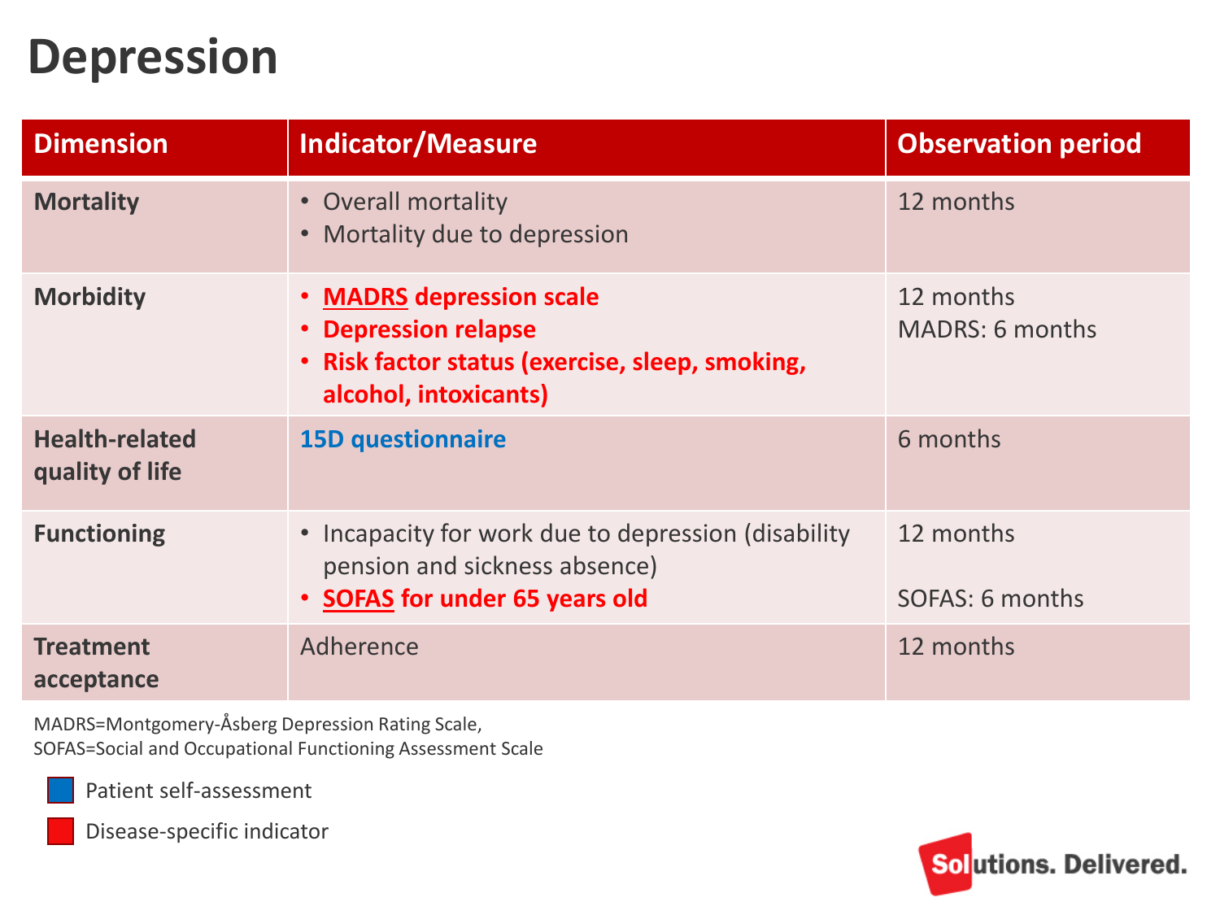# Depression

| Dimension | Indicator/Measure | Observation period |
|---|---|---|
| **Mortality** | • Overall mortality<br>• Mortality due to depression | 12 months |
| **Morbidity** | • **MADRS depression scale**<br>• **Depression relapse**<br>• **Risk factor status (exercise, sleep, smoking, alcohol, intoxicants)** | 12 months<br>MADRS: 6 months |
| **Health-related quality of life** | **15D questionnaire** | 6 months |
| **Functioning** | • Incapacity for work due to depression (disability pension and sickness absence)<br>• **SOFAS for under 65 years old** | 12 months<br>SOFAS: 6 months |
| **Treatment acceptance** | Adherence | 12 months |

MADRS=Montgomery-Åsberg Depression Rating Scale,
SOFAS=Social and Occupational Functioning Assessment Scale

Patient self-assessment

Disease-specific indicator

Solutions. Delivered.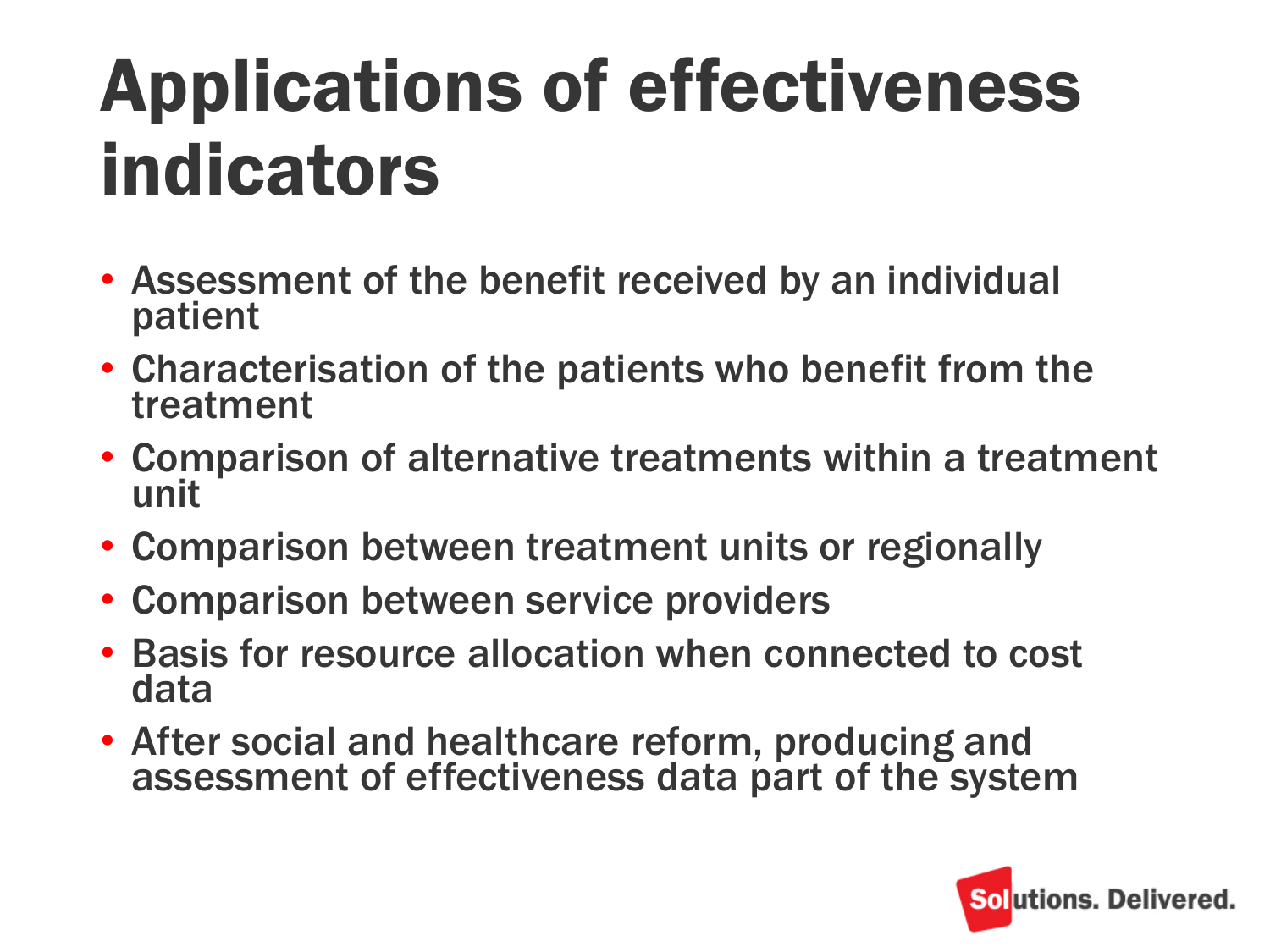# Applications of effectiveness indicators

- Assessment of the benefit received by an individual patient
- Characterisation of the patients who benefit from the treatment
- Comparison of alternative treatments within a treatment unit
- Comparison between treatment units or regionally
- Comparison between service providers
- Basis for resource allocation when connected to cost data
- After social and healthcare reform, producing and assessment of effectiveness data part of the system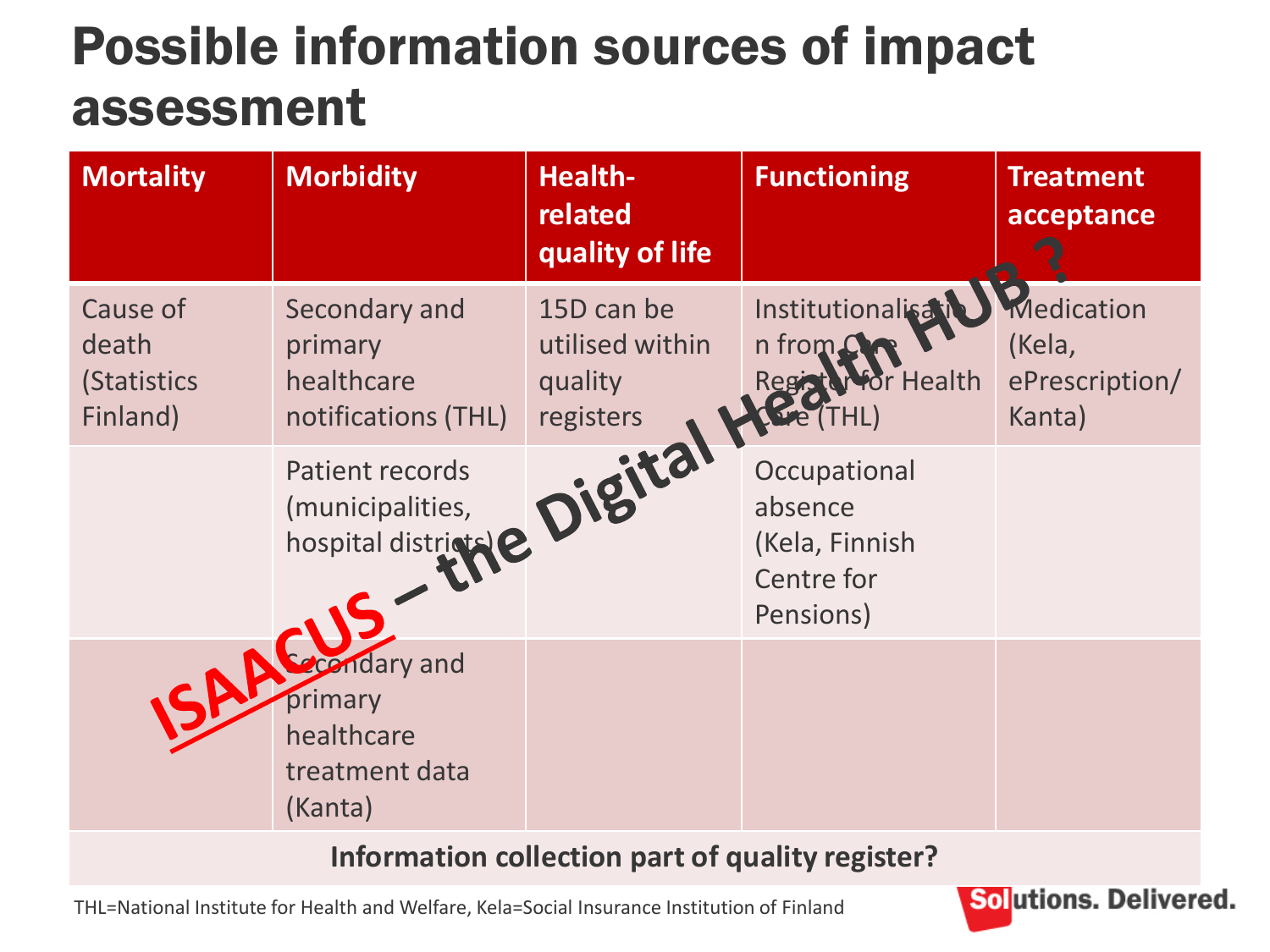# Possible information sources of impact assessment

| Mortality | Morbidity | Health-related quality of life | Functioning | Treatment acceptance |
|---|---|---|---|---|
| Cause of death (Statistics Finland) | Secondary and primary healthcare notifications (THL) | 15D can be utilised within quality registers | Institutionalisation from Care Register for Health Care (THL) | Medication (Kela, ePrescription/ Kanta) |
| | Patient records (municipalities, hospital districts) | | Occupational absence (Kela, Finnish Centre for Pensions) | |
| | Secondary and primary healthcare treatment data (Kanta) | | | |
| **Information collection part of quality register?** | | | | |

ISAACUS – the Digital Health HUB ?

THL=National Institute for Health and Welfare, Kela=Social Insurance Institution of Finland

Solutions. Delivered.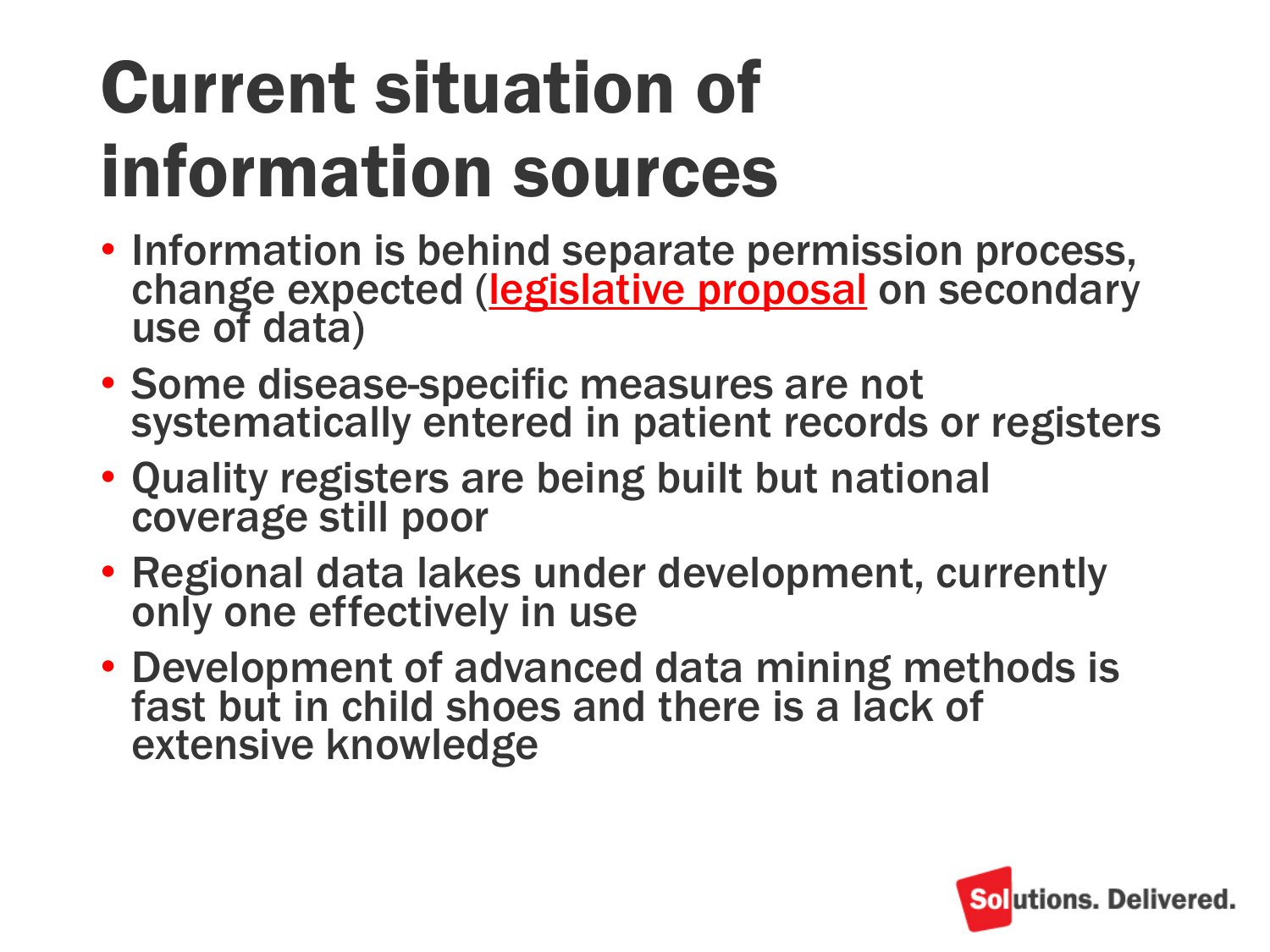# Current situation of information sources

- Information is behind separate permission process, change expected (legislative proposal on secondary use of data)
- Some disease-specific measures are not systematically entered in patient records or registers
- Quality registers are being built but national coverage still poor
- Regional data lakes under development, currently only one effectively in use
- Development of advanced data mining methods is fast but in child shoes and there is a lack of extensive knowledge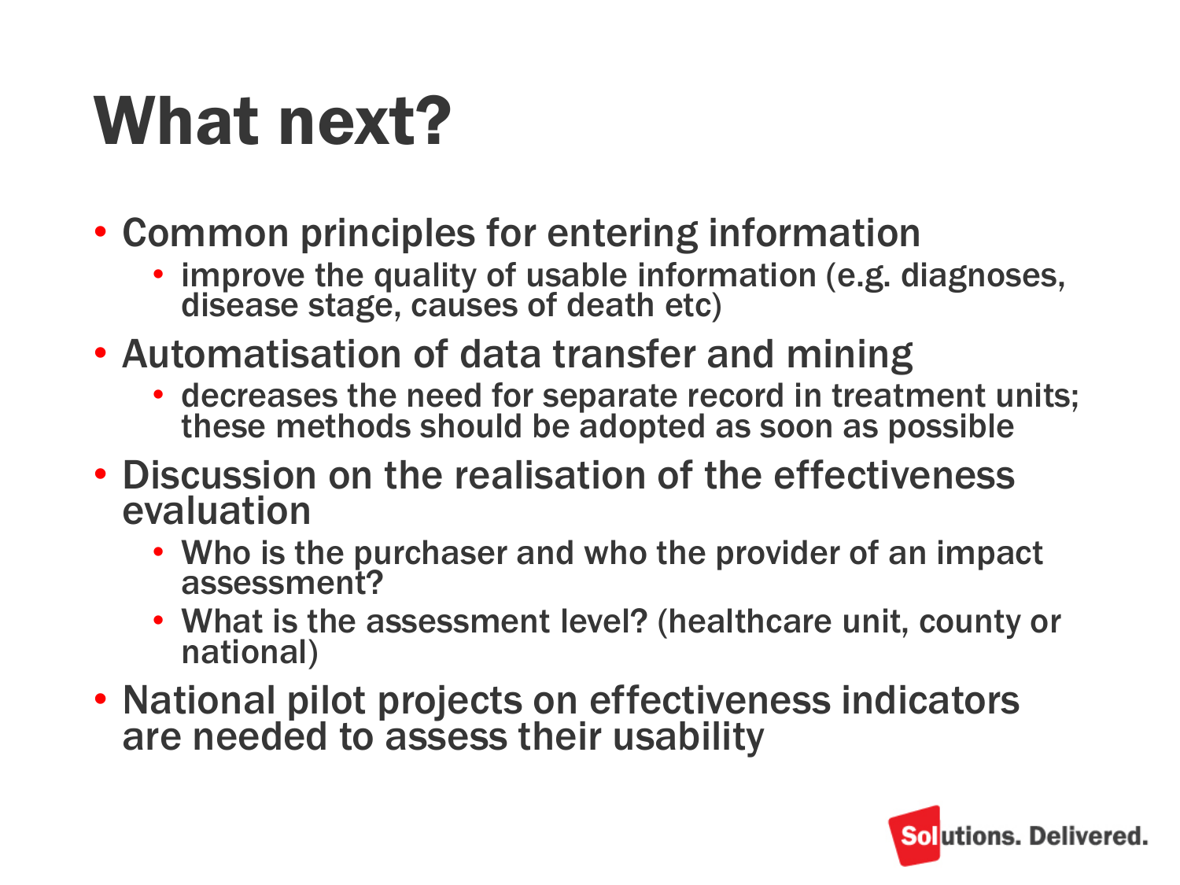# What next?

- Common principles for entering information
  - improve the quality of usable information (e.g. diagnoses, disease stage, causes of death etc)
- Automatisation of data transfer and mining
  - decreases the need for separate record in treatment units; these methods should be adopted as soon as possible
- Discussion on the realisation of the effectiveness evaluation
  - Who is the purchaser and who the provider of an impact assessment?
  - What is the assessment level? (healthcare unit, county or national)
- National pilot projects on effectiveness indicators are needed to assess their usability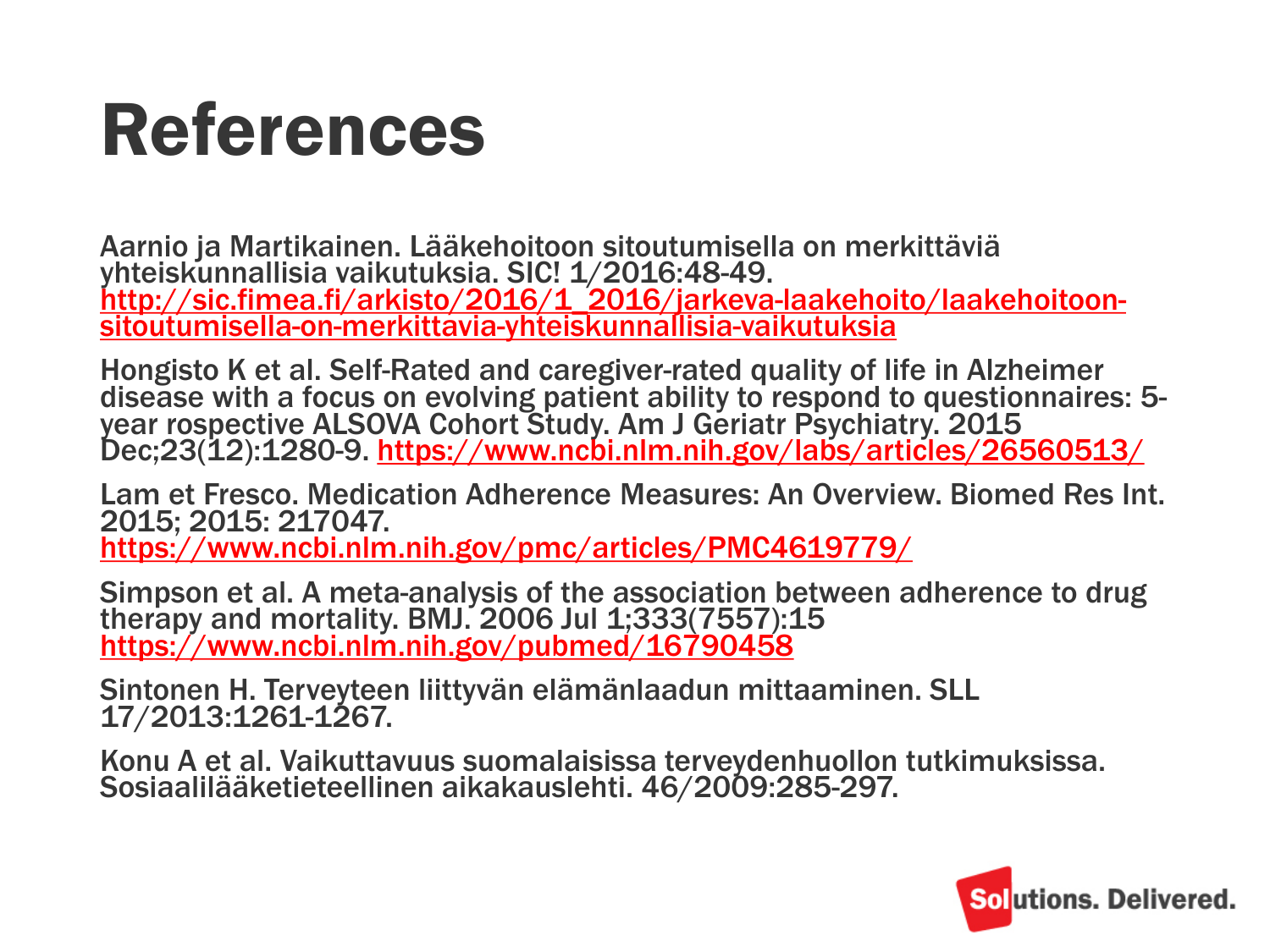# References

Aarnio ja Martikainen. Lääkehoitoon sitoutumisella on merkittäviä yhteiskunnallisia vaikutuksia. SIC! 1/2016:48-49. http://sic.fimea.fi/arkisto/2016/1_2016/jarkeva-laakehoito/laakehoitoon-sitoutumisella-on-merkittavia-yhteiskunnallisia-vaikutuksia

Hongisto K et al. Self-Rated and caregiver-rated quality of life in Alzheimer disease with a focus on evolving patient ability to respond to questionnaires: 5-year rospective ALSOVA Cohort Study. Am J Geriatr Psychiatry. 2015 Dec;23(12):1280-9. https://www.ncbi.nlm.nih.gov/labs/articles/26560513/

Lam et Fresco. Medication Adherence Measures: An Overview. Biomed Res Int. 2015; 2015: 217047. https://www.ncbi.nlm.nih.gov/pmc/articles/PMC4619779/

Simpson et al. A meta-analysis of the association between adherence to drug therapy and mortality. BMJ. 2006 Jul 1;333(7557):15 https://www.ncbi.nlm.nih.gov/pubmed/16790458

Sintonen H. Terveyteen liittyvän elämänlaadun mittaaminen. SLL 17/2013:1261-1267.

Konu A et al. Vaikuttavuus suomalaisissa terveydenhuollon tutkimuksissa. Sosiaalilääketieteellinen aikakauslehti. 46/2009:285-297.